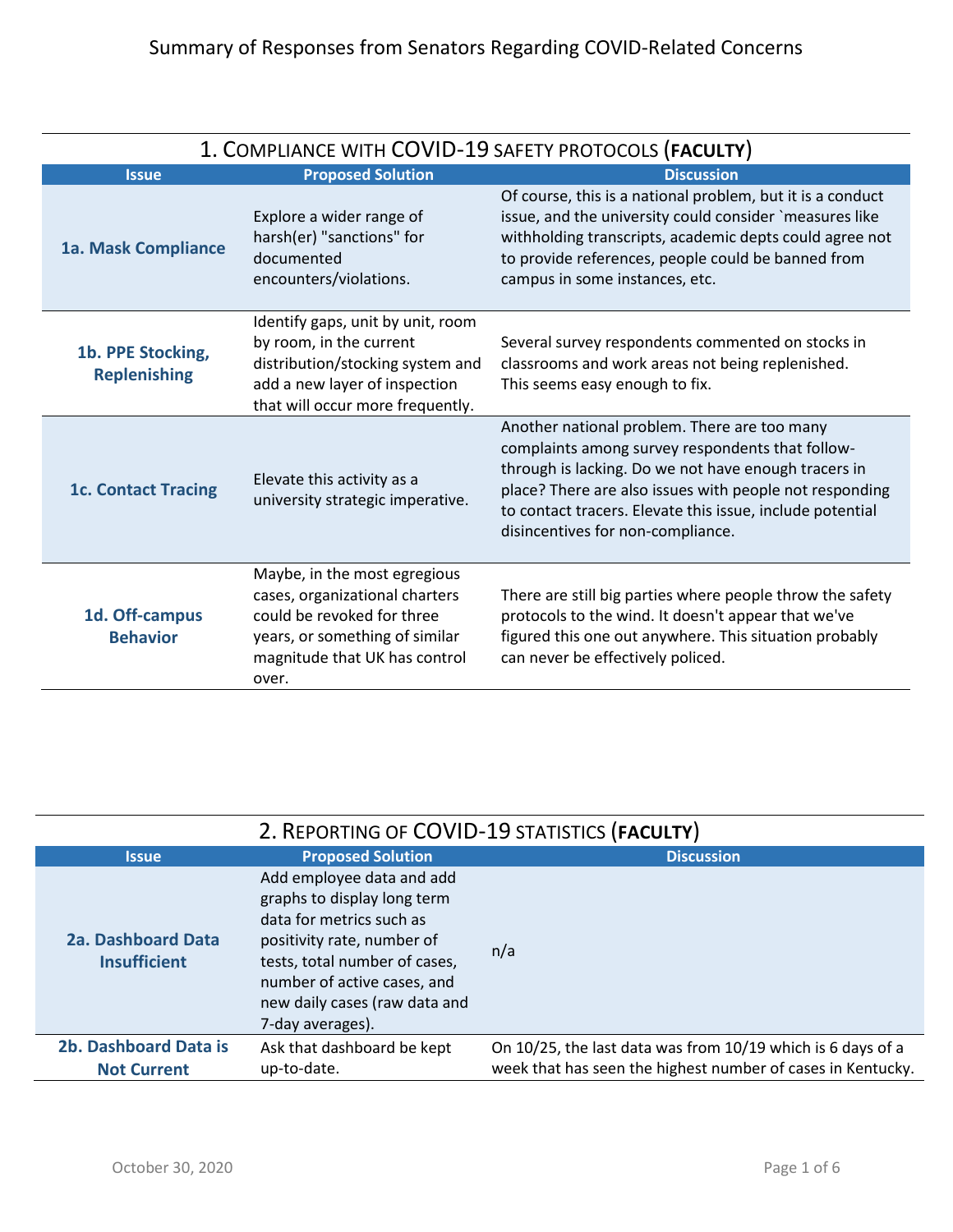# Summary of Responses from Senators Regarding COVID-Related Concerns

## 1. Compliance with COVID-19 safety protocols (**FACULTY**)

| Issue | Proposed Solution | Discussion |
| --- | --- | --- |
| **1a. Mask Compliance** | Explore a wider range of harsh(er) "sanctions" for documented encounters/violations. | Of course, this is a national problem, but it is a conduct issue, and the university could consider `measures like withholding transcripts, academic depts could agree not to provide references, people could be banned from campus in some instances, etc. |
| **1b. PPE Stocking, Replenishing** | Identify gaps, unit by unit, room by room, in the current distribution/stocking system and add a new layer of inspection that will occur more frequently. | Several survey respondents commented on stocks in classrooms and work areas not being replenished. This seems easy enough to fix. |
| **1c. Contact Tracing** | Elevate this activity as a university strategic imperative. | Another national problem. There are too many complaints among survey respondents that follow-through is lacking. Do we not have enough tracers in place? There are also issues with people not responding to contact tracers. Elevate this issue, include potential disincentives for non-compliance. |
| **1d. Off-campus Behavior** | Maybe, in the most egregious cases, organizational charters could be revoked for three years, or something of similar magnitude that UK has control over. | There are still big parties where people throw the safety protocols to the wind. It doesn't appear that we've figured this one out anywhere. This situation probably can never be effectively policed. |

## 2. Reporting of COVID-19 statistics (**FACULTY**)

| Issue | Proposed Solution | Discussion |
| --- | --- | --- |
| **2a. Dashboard Data Insufficient** | Add employee data and add graphs to display long term data for metrics such as positivity rate, number of tests, total number of cases, number of active cases, and new daily cases (raw data and 7-day averages). | n/a |
| **2b. Dashboard Data is Not Current** | Ask that dashboard be kept up-to-date. | On 10/25, the last data was from 10/19 which is 6 days of a week that has seen the highest number of cases in Kentucky. |

October 30, 2020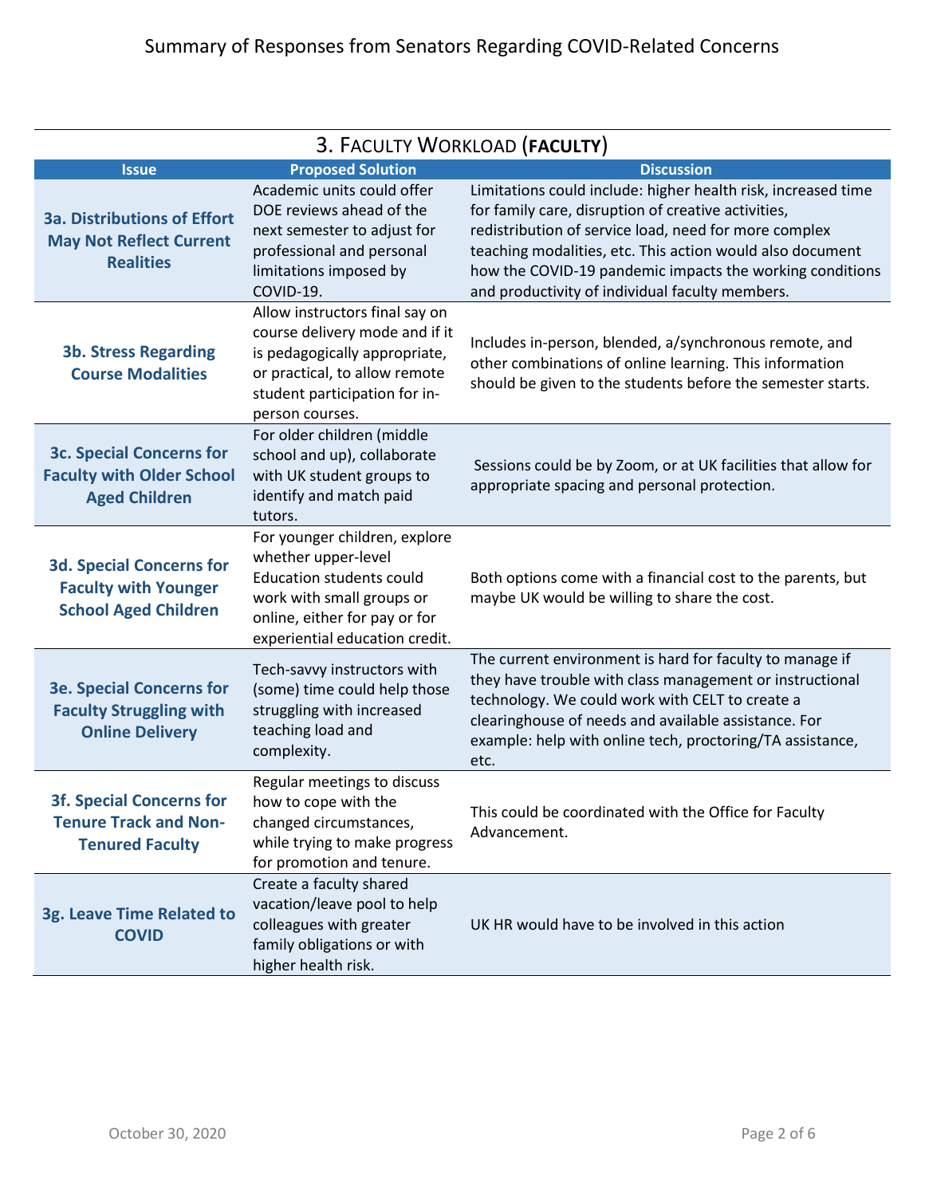# Summary of Responses from Senators Regarding COVID-Related Concerns

## 3. Faculty Workload (**Faculty**)

| Issue | Proposed Solution | Discussion |
|---|---|---|
| **3a. Distributions of Effort May Not Reflect Current Realities** | Academic units could offer DOE reviews ahead of the next semester to adjust for professional and personal limitations imposed by COVID-19. | Limitations could include: higher health risk, increased time for family care, disruption of creative activities, redistribution of service load, need for more complex teaching modalities, etc. This action would also document how the COVID-19 pandemic impacts the working conditions and productivity of individual faculty members. |
| **3b. Stress Regarding Course Modalities** | Allow instructors final say on course delivery mode and if it is pedagogically appropriate, or practical, to allow remote student participation for in-person courses. | Includes in-person, blended, a/synchronous remote, and other combinations of online learning. This information should be given to the students before the semester starts. |
| **3c. Special Concerns for Faculty with Older School Aged Children** | For older children (middle school and up), collaborate with UK student groups to identify and match paid tutors. | Sessions could be by Zoom, or at UK facilities that allow for appropriate spacing and personal protection. |
| **3d. Special Concerns for Faculty with Younger School Aged Children** | For younger children, explore whether upper-level Education students could work with small groups or online, either for pay or for experiential education credit. | Both options come with a financial cost to the parents, but maybe UK would be willing to share the cost. |
| **3e. Special Concerns for Faculty Struggling with Online Delivery** | Tech-savvy instructors with (some) time could help those struggling with increased teaching load and complexity. | The current environment is hard for faculty to manage if they have trouble with class management or instructional technology. We could work with CELT to create a clearinghouse of needs and available assistance. For example: help with online tech, proctoring/TA assistance, etc. |
| **3f. Special Concerns for Tenure Track and Non-Tenured Faculty** | Regular meetings to discuss how to cope with the changed circumstances, while trying to make progress for promotion and tenure. | This could be coordinated with the Office for Faculty Advancement. |
| **3g. Leave Time Related to COVID** | Create a faculty shared vacation/leave pool to help colleagues with greater family obligations or with higher health risk. | UK HR would have to be involved in this action |

October 30, 2020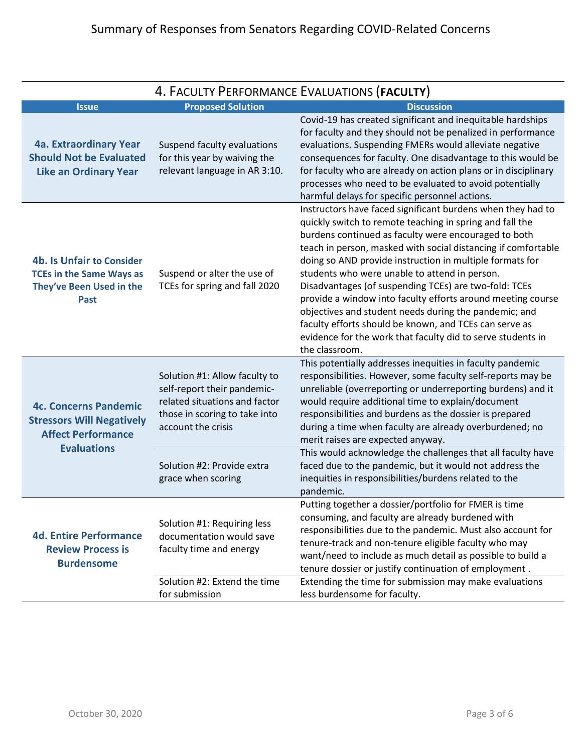# Summary of Responses from Senators Regarding COVID-Related Concerns

## 4. Faculty Performance Evaluations (**FACULTY**)

| Issue | Proposed Solution | Discussion |
|---|---|---|
| **4a. Extraordinary Year Should Not be Evaluated Like an Ordinary Year** | Suspend faculty evaluations for this year by waiving the relevant language in AR 3:10. | Covid-19 has created significant and inequitable hardships for faculty and they should not be penalized in performance evaluations. Suspending FMERs would alleviate negative consequences for faculty. One disadvantage to this would be for faculty who are already on action plans or in disciplinary processes who need to be evaluated to avoid potentially harmful delays for specific personnel actions. |
| **4b. Is Unfair to Consider TCEs in the Same Ways as They've Been Used in the Past** | Suspend or alter the use of TCEs for spring and fall 2020 | Instructors have faced significant burdens when they had to quickly switch to remote teaching in spring and fall the burdens continued as faculty were encouraged to both teach in person, masked with social distancing if comfortable doing so AND provide instruction in multiple formats for students who were unable to attend in person. Disadvantages (of suspending TCEs) are two-fold: TCEs provide a window into faculty efforts around meeting course objectives and student needs during the pandemic; and faculty efforts should be known, and TCEs can serve as evidence for the work that faculty did to serve students in the classroom. |
| **4c. Concerns Pandemic Stressors Will Negatively Affect Performance Evaluations** | Solution #1: Allow faculty to self-report their pandemic-related situations and factor those in scoring to take into account the crisis | This potentially addresses inequities in faculty pandemic responsibilities. However, some faculty self-reports may be unreliable (overreporting or underreporting burdens) and it would require additional time to explain/document responsibilities and burdens as the dossier is prepared during a time when faculty are already overburdened; no merit raises are expected anyway. |
| | Solution #2: Provide extra grace when scoring | This would acknowledge the challenges that all faculty have faced due to the pandemic, but it would not address the inequities in responsibilities/burdens related to the pandemic. |
| **4d. Entire Performance Review Process is Burdensome** | Solution #1: Requiring less documentation would save faculty time and energy | Putting together a dossier/portfolio for FMER is time consuming, and faculty are already burdened with responsibilities due to the pandemic. Must also account for tenure-track and non-tenure eligible faculty who may want/need to include as much detail as possible to build a tenure dossier or justify continuation of employment . |
| | Solution #2: Extend the time for submission | Extending the time for submission may make evaluations less burdensome for faculty. |

October 30, 2020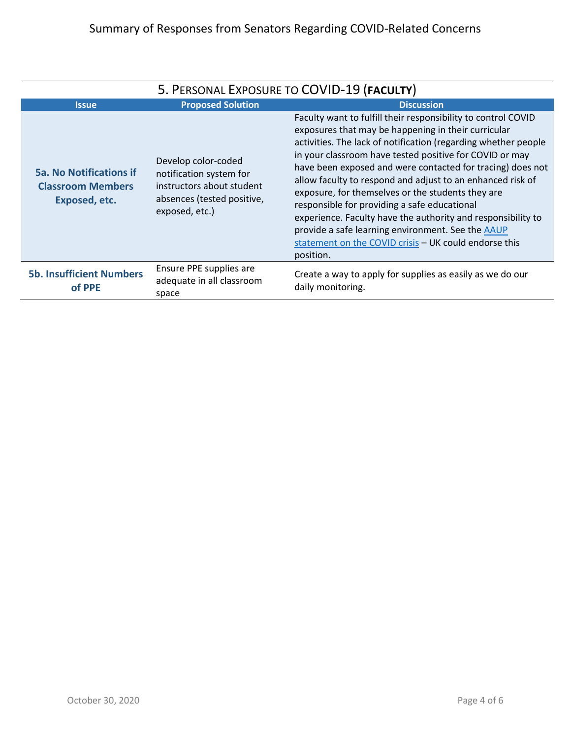## 5. Personal Exposure to COVID-19 (**Faculty**)

| Issue | Proposed Solution | Discussion |
| --- | --- | --- |
| **5a. No Notifications if Classroom Members Exposed, etc.** | Develop color-coded notification system for instructors about student absences (tested positive, exposed, etc.) | Faculty want to fulfill their responsibility to control COVID exposures that may be happening in their curricular activities. The lack of notification (regarding whether people in your classroom have tested positive for COVID or may have been exposed and were contacted for tracing) does not allow faculty to respond and adjust to an enhanced risk of exposure, for themselves or the students they are responsible for providing a safe educational experience. Faculty have the authority and responsibility to provide a safe learning environment. See the AAUP statement on the COVID crisis – UK could endorse this position. |
| **5b. Insufficient Numbers of PPE** | Ensure PPE supplies are adequate in all classroom space | Create a way to apply for supplies as easily as we do our daily monitoring. |

October 30, 2020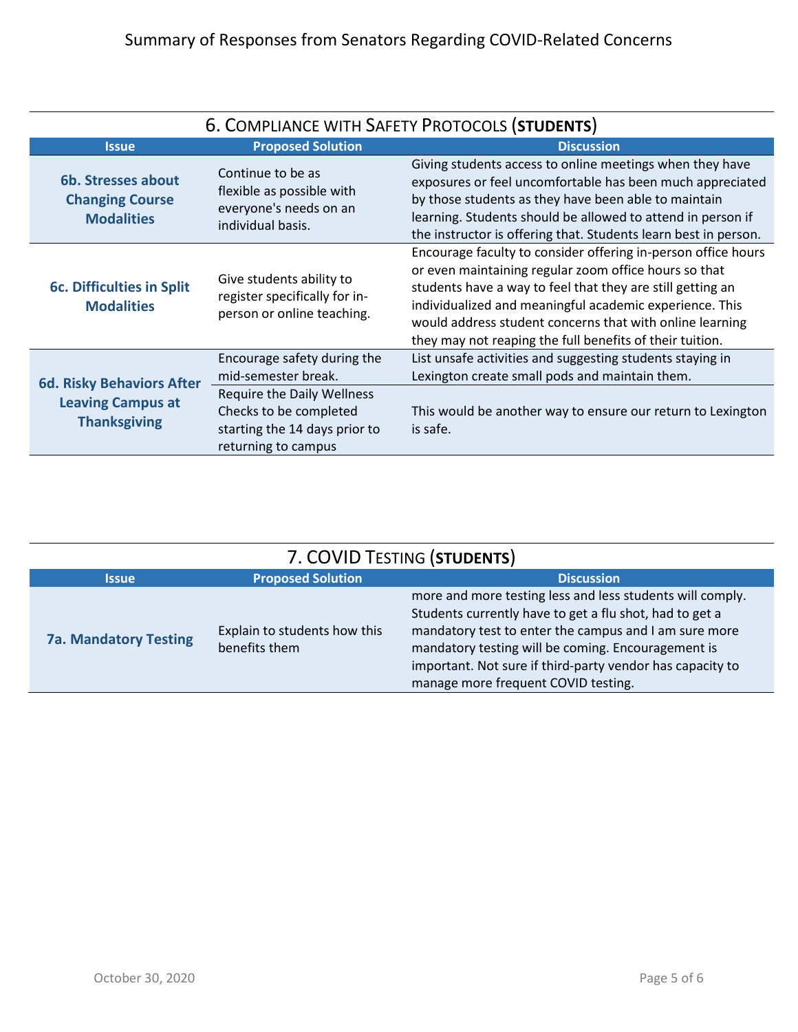## 6. Compliance with Safety Protocols (**STUDENTS**)

| Issue | Proposed Solution | Discussion |
|---|---|---|
| **6b. Stresses about Changing Course Modalities** | Continue to be as flexible as possible with everyone's needs on an individual basis. | Giving students access to online meetings when they have exposures or feel uncomfortable has been much appreciated by those students as they have been able to maintain learning. Students should be allowed to attend in person if the instructor is offering that. Students learn best in person. |
| **6c. Difficulties in Split Modalities** | Give students ability to register specifically for in-person or online teaching. | Encourage faculty to consider offering in-person office hours or even maintaining regular zoom office hours so that students have a way to feel that they are still getting an individualized and meaningful academic experience. This would address student concerns that with online learning they may not reaping the full benefits of their tuition. |
| **6d. Risky Behaviors After Leaving Campus at Thanksgiving** | Encourage safety during the mid-semester break. | List unsafe activities and suggesting students staying in Lexington create small pods and maintain them. |
| | Require the Daily Wellness Checks to be completed starting the 14 days prior to returning to campus | This would be another way to ensure our return to Lexington is safe. |

## 7. COVID Testing (**STUDENTS**)

| Issue | Proposed Solution | Discussion |
|---|---|---|
| **7a. Mandatory Testing** | Explain to students how this benefits them | more and more testing less and less students will comply. Students currently have to get a flu shot, had to get a mandatory test to enter the campus and I am sure more mandatory testing will be coming. Encouragement is important. Not sure if third-party vendor has capacity to manage more frequent COVID testing. |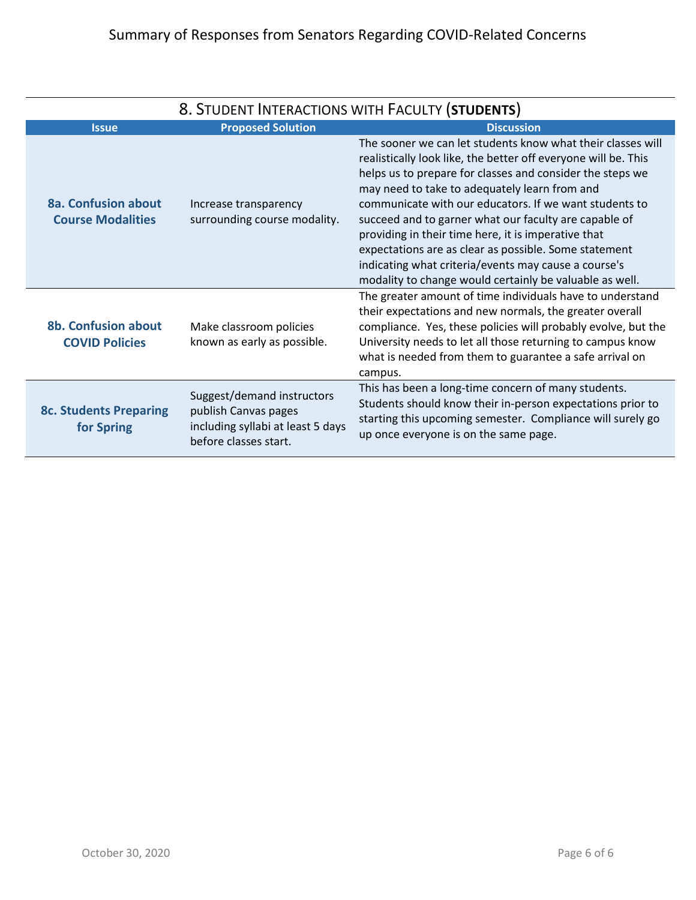## 8. Student Interactions with Faculty (**students**)

| Issue | Proposed Solution | Discussion |
|---|---|---|
| **8a. Confusion about Course Modalities** | Increase transparency surrounding course modality. | The sooner we can let students know what their classes will realistically look like, the better off everyone will be. This helps us to prepare for classes and consider the steps we may need to take to adequately learn from and communicate with our educators. If we want students to succeed and to garner what our faculty are capable of providing in their time here, it is imperative that expectations are as clear as possible. Some statement indicating what criteria/events may cause a course's modality to change would certainly be valuable as well. |
| **8b. Confusion about COVID Policies** | Make classroom policies known as early as possible. | The greater amount of time individuals have to understand their expectations and new normals, the greater overall compliance. Yes, these policies will probably evolve, but the University needs to let all those returning to campus know what is needed from them to guarantee a safe arrival on campus. |
| **8c. Students Preparing for Spring** | Suggest/demand instructors publish Canvas pages including syllabi at least 5 days before classes start. | This has been a long-time concern of many students. Students should know their in-person expectations prior to starting this upcoming semester. Compliance will surely go up once everyone is on the same page. |